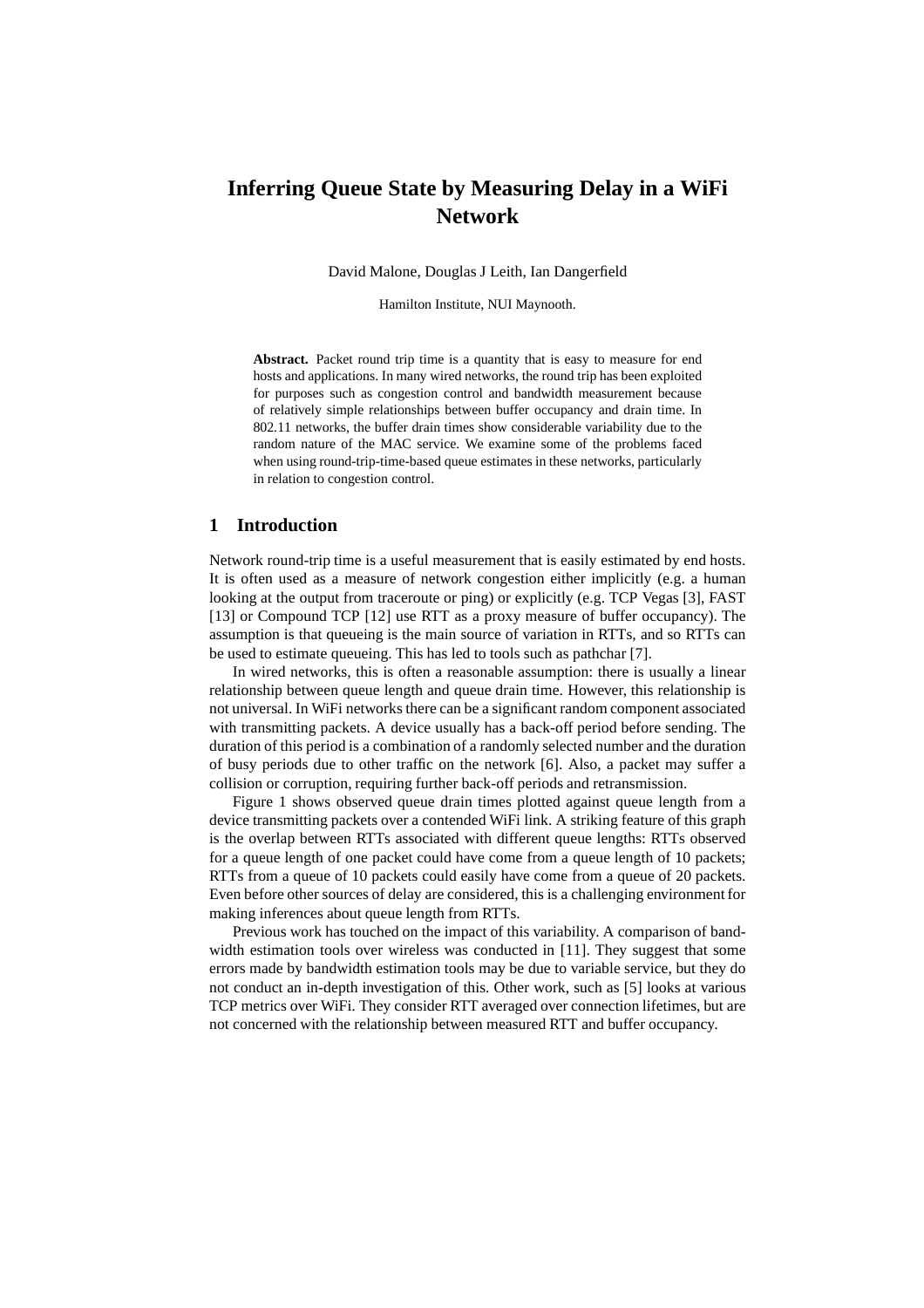# Inferring Queue State by Measuring Delay in a WiFi Network

David Malone, Douglas J Leith, Ian Dangerfield

Hamilton Institute, NUI Maynooth.

**Abstract.** Packet round trip time is a quantity that is easy to measure for end hosts and applications. In many wired networks, the round trip has been exploited for purposes such as congestion control and bandwidth measurement because of relatively simple relationships between buffer occupancy and drain time. In 802.11 networks, the buffer drain times show considerable variability due to the random nature of the MAC service. We examine some of the problems faced when using round-trip-time-based queue estimates in these networks, particularly in relation to congestion control.

## 1 Introduction

Network round-trip time is a useful measurement that is easily estimated by end hosts. It is often used as a measure of network congestion either implicitly (e.g. a human looking at the output from traceroute or ping) or explicitly (e.g. TCP Vegas [3], FAST [13] or Compound TCP [12] use RTT as a proxy measure of buffer occupancy). The assumption is that queueing is the main source of variation in RTTs, and so RTTs can be used to estimate queueing. This has led to tools such as pathchar [7].

In wired networks, this is often a reasonable assumption: there is usually a linear relationship between queue length and queue drain time. However, this relationship is not universal. In WiFi networks there can be a significant random component associated with transmitting packets. A device usually has a back-off period before sending. The duration of this period is a combination of a randomly selected number and the duration of busy periods due to other traffic on the network [6]. Also, a packet may suffer a collision or corruption, requiring further back-off periods and retransmission.

Figure 1 shows observed queue drain times plotted against queue length from a device transmitting packets over a contended WiFi link. A striking feature of this graph is the overlap between RTTs associated with different queue lengths: RTTs observed for a queue length of one packet could have come from a queue length of 10 packets; RTTs from a queue of 10 packets could easily have come from a queue of 20 packets. Even before other sources of delay are considered, this is a challenging environment for making inferences about queue length from RTTs.

Previous work has touched on the impact of this variability. A comparison of bandwidth estimation tools over wireless was conducted in [11]. They suggest that some errors made by bandwidth estimation tools may be due to variable service, but they do not conduct an in-depth investigation of this. Other work, such as [5] looks at various TCP metrics over WiFi. They consider RTT averaged over connection lifetimes, but are not concerned with the relationship between measured RTT and buffer occupancy.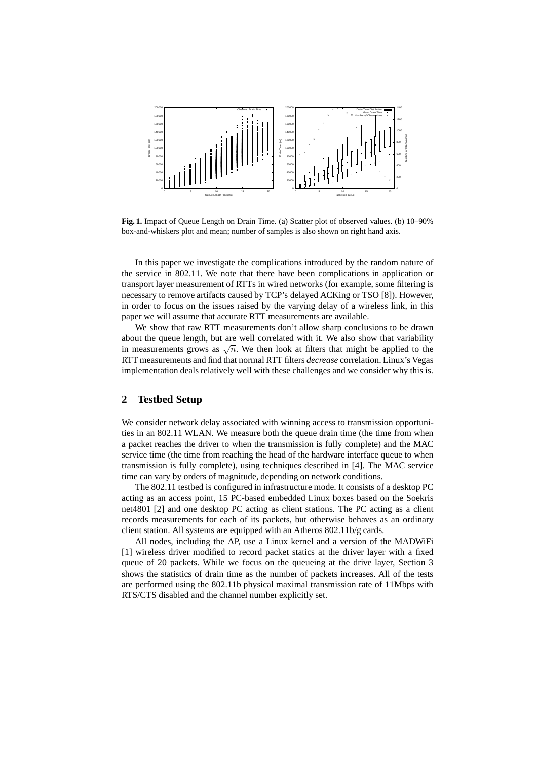**Fig. 1.** Impact of Queue Length on Drain Time. (a) Scatter plot of observed values. (b) 10–90% box-and-whiskers plot and mean; number of samples is also shown on right hand axis.

In this paper we investigate the complications introduced by the random nature of the service in 802.11. We note that there have been complications in application or transport layer measurement of RTTs in wired networks (for example, some filtering is necessary to remove artifacts caused by TCP's delayed ACKing or TSO [8]). However, in order to focus on the issues raised by the varying delay of a wireless link, in this paper we will assume that accurate RTT measurements are available.

We show that raw RTT measurements don't allow sharp conclusions to be drawn about the queue length, but are well correlated with it. We also show that variability in measurements grows as $\sqrt{n}$. We then look at filters that might be applied to the RTT measurements and find that normal RTT filters *decrease* correlation. Linux's Vegas implementation deals relatively well with these challenges and we consider why this is.

## 2 Testbed Setup

We consider network delay associated with winning access to transmission opportunities in an 802.11 WLAN. We measure both the queue drain time (the time from when a packet reaches the driver to when the transmission is fully complete) and the MAC service time (the time from reaching the head of the hardware interface queue to when transmission is fully complete), using techniques described in [4]. The MAC service time can vary by orders of magnitude, depending on network conditions.

The 802.11 testbed is configured in infrastructure mode. It consists of a desktop PC acting as an access point, 15 PC-based embedded Linux boxes based on the Soekris net4801 [2] and one desktop PC acting as client stations. The PC acting as a client records measurements for each of its packets, but otherwise behaves as an ordinary client station. All systems are equipped with an Atheros 802.11b/g cards.

All nodes, including the AP, use a Linux kernel and a version of the MADWiFi [1] wireless driver modified to record packet statics at the driver layer with a fixed queue of 20 packets. While we focus on the queueing at the drive layer, Section 3 shows the statistics of drain time as the number of packets increases. All of the tests are performed using the 802.11b physical maximal transmission rate of 11Mbps with RTS/CTS disabled and the channel number explicitly set.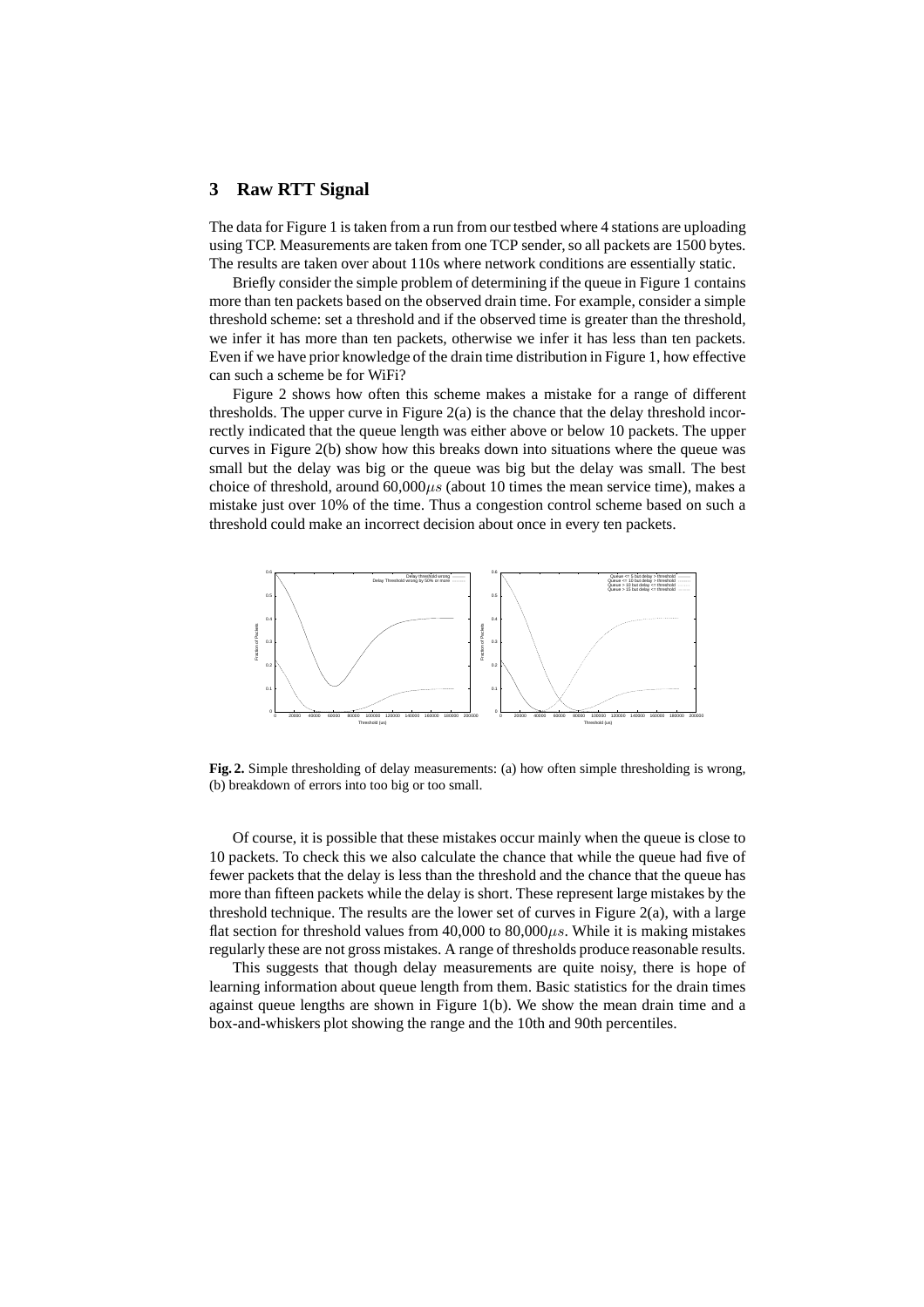## 3 Raw RTT Signal

The data for Figure 1 is taken from a run from our testbed where 4 stations are uploading using TCP. Measurements are taken from one TCP sender, so all packets are 1500 bytes. The results are taken over about 110s where network conditions are essentially static.

Briefly consider the simple problem of determining if the queue in Figure 1 contains more than ten packets based on the observed drain time. For example, consider a simple threshold scheme: set a threshold and if the observed time is greater than the threshold, we infer it has more than ten packets, otherwise we infer it has less than ten packets. Even if we have prior knowledge of the drain time distribution in Figure 1, how effective can such a scheme be for WiFi?

Figure 2 shows how often this scheme makes a mistake for a range of different thresholds. The upper curve in Figure 2(a) is the chance that the delay threshold incorrectly indicated that the queue length was either above or below 10 packets. The upper curves in Figure 2(b) show how this breaks down into situations where the queue was small but the delay was big or the queue was big but the delay was small. The best choice of threshold, around 60,000$\mu s$ (about 10 times the mean service time), makes a mistake just over 10% of the time. Thus a congestion control scheme based on such a threshold could make an incorrect decision about once in every ten packets.

**Fig. 2.** Simple thresholding of delay measurements: (a) how often simple thresholding is wrong, (b) breakdown of errors into too big or too small.

Of course, it is possible that these mistakes occur mainly when the queue is close to 10 packets. To check this we also calculate the chance that while the queue had five of fewer packets that the delay is less than the threshold and the chance that the queue has more than fifteen packets while the delay is short. These represent large mistakes by the threshold technique. The results are the lower set of curves in Figure 2(a), with a large flat section for threshold values from 40,000 to 80,000$\mu s$. While it is making mistakes regularly these are not gross mistakes. A range of thresholds produce reasonable results.

This suggests that though delay measurements are quite noisy, there is hope of learning information about queue length from them. Basic statistics for the drain times against queue lengths are shown in Figure 1(b). We show the mean drain time and a box-and-whiskers plot showing the range and the 10th and 90th percentiles.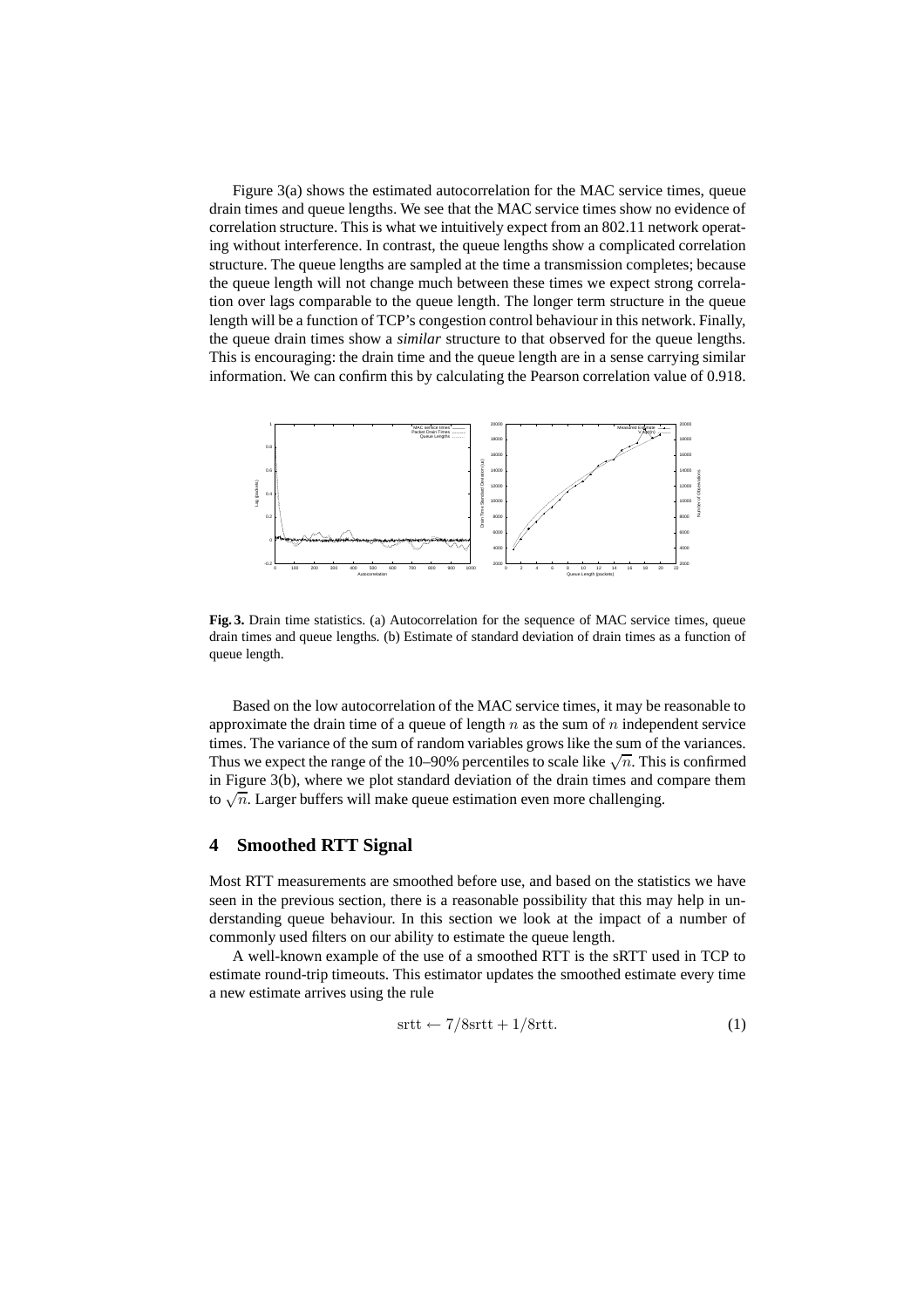Figure 3(a) shows the estimated autocorrelation for the MAC service times, queue drain times and queue lengths. We see that the MAC service times show no evidence of correlation structure. This is what we intuitively expect from an 802.11 network operating without interference. In contrast, the queue lengths show a complicated correlation structure. The queue lengths are sampled at the time a transmission completes; because the queue length will not change much between these times we expect strong correlation over lags comparable to the queue length. The longer term structure in the queue length will be a function of TCP's congestion control behaviour in this network. Finally, the queue drain times show a *similar* structure to that observed for the queue lengths. This is encouraging: the drain time and the queue length are in a sense carrying similar information. We can confirm this by calculating the Pearson correlation value of 0.918.

MAC service times
Packet Drain Times
Queue Lengths
Lag (packets)
Autocorrelation
1
0.8
0.6
0.4
0.2
0
-0.2
0 100 200 300 400 500 600 700 800 900 1000

Measured Estimate
$\sqrt{n}$
Drain Time Standard Deviation (us)
Number of Observations
Queue Length (packets)
20000 18000 16000 14000 12000 10000 8000 6000 4000 2000
0 2 4 6 8 10 12 14 16 18 20 22

**Fig. 3.** Drain time statistics. (a) Autocorrelation for the sequence of MAC service times, queue drain times and queue lengths. (b) Estimate of standard deviation of drain times as a function of queue length.

Based on the low autocorrelation of the MAC service times, it may be reasonable to approximate the drain time of a queue of length $n$ as the sum of $n$ independent service times. The variance of the sum of random variables grows like the sum of the variances. Thus we expect the range of the 10–90% percentiles to scale like $\sqrt{n}$. This is confirmed in Figure 3(b), where we plot standard deviation of the drain times and compare them to $\sqrt{n}$. Larger buffers will make queue estimation even more challenging.

## 4 Smoothed RTT Signal

Most RTT measurements are smoothed before use, and based on the statistics we have seen in the previous section, there is a reasonable possibility that this may help in understanding queue behaviour. In this section we look at the impact of a number of commonly used filters on our ability to estimate the queue length.

A well-known example of the use of a smoothed RTT is the sRTT used in TCP to estimate round-trip timeouts. This estimator updates the smoothed estimate every time a new estimate arrives using the rule

$$\text{srtt} \leftarrow 7/8\text{srtt} + 1/8\text{rtt}. \tag{1}$$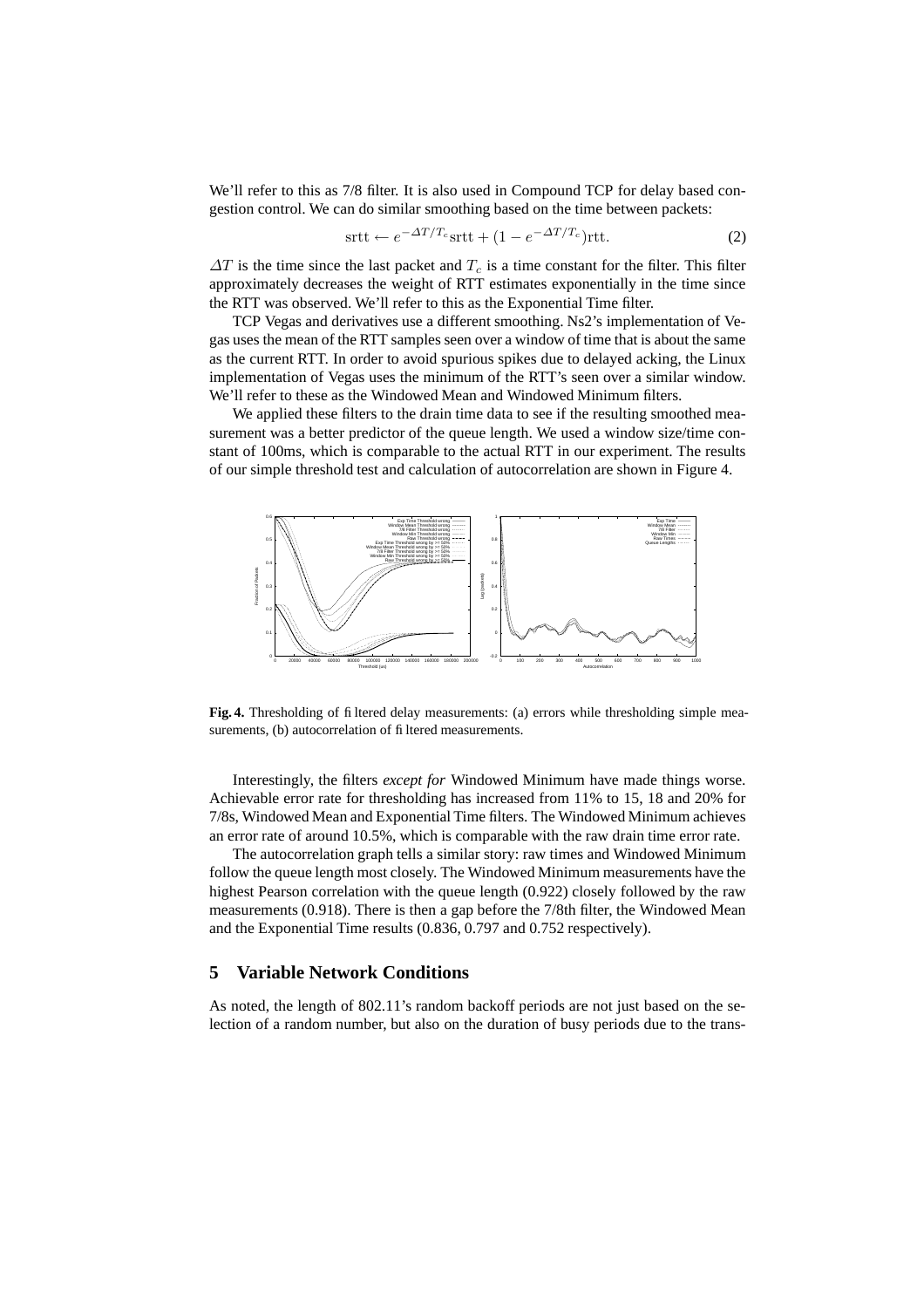We'll refer to this as 7/8 filter. It is also used in Compound TCP for delay based congestion control. We can do similar smoothing based on the time between packets:

$$\text{srtt} \leftarrow e^{-\Delta T/T_c}\text{srtt} + (1 - e^{-\Delta T/T_c})\text{rtt}. \quad (2)$$

$\Delta T$ is the time since the last packet and $T_c$ is a time constant for the filter. This filter approximately decreases the weight of RTT estimates exponentially in the time since the RTT was observed. We'll refer to this as the Exponential Time filter.

TCP Vegas and derivatives use a different smoothing. Ns2's implementation of Vegas uses the mean of the RTT samples seen over a window of time that is about the same as the current RTT. In order to avoid spurious spikes due to delayed acking, the Linux implementation of Vegas uses the minimum of the RTT's seen over a similar window. We'll refer to these as the Windowed Mean and Windowed Minimum filters.

We applied these filters to the drain time data to see if the resulting smoothed measurement was a better predictor of the queue length. We used a window size/time constant of 100ms, which is comparable to the actual RTT in our experiment. The results of our simple threshold test and calculation of autocorrelation are shown in Figure 4.

**Fig. 4.** Thresholding of filtered delay measurements: (a) errors while thresholding simple measurements, (b) autocorrelation of filtered measurements.

Interestingly, the filters *except for* Windowed Minimum have made things worse. Achievable error rate for thresholding has increased from 11% to 15, 18 and 20% for 7/8s, Windowed Mean and Exponential Time filters. The Windowed Minimum achieves an error rate of around 10.5%, which is comparable with the raw drain time error rate.

The autocorrelation graph tells a similar story: raw times and Windowed Minimum follow the queue length most closely. The Windowed Minimum measurements have the highest Pearson correlation with the queue length (0.922) closely followed by the raw measurements (0.918). There is then a gap before the 7/8th filter, the Windowed Mean and the Exponential Time results (0.836, 0.797 and 0.752 respectively).

## 5 Variable Network Conditions

As noted, the length of 802.11's random backoff periods are not just based on the selection of a random number, but also on the duration of busy periods due to the trans-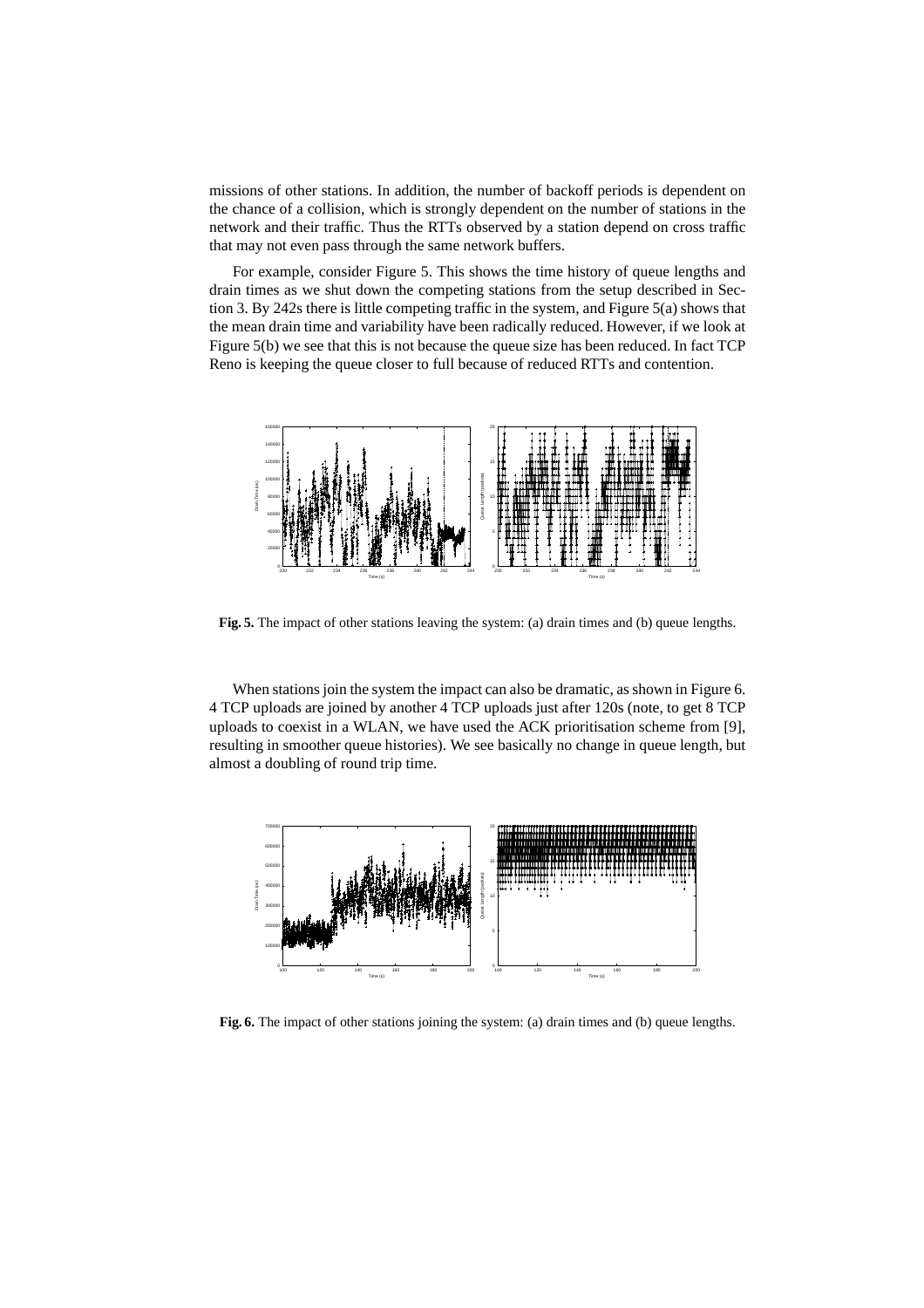missions of other stations. In addition, the number of backoff periods is dependent on the chance of a collision, which is strongly dependent on the number of stations in the network and their traffic. Thus the RTTs observed by a station depend on cross traffic that may not even pass through the same network buffers.

For example, consider Figure 5. This shows the time history of queue lengths and drain times as we shut down the competing stations from the setup described in Section 3. By 242s there is little competing traffic in the system, and Figure 5(a) shows that the mean drain time and variability have been radically reduced. However, if we look at Figure 5(b) we see that this is not because the queue size has been reduced. In fact TCP Reno is keeping the queue closer to full because of reduced RTTs and contention.

**Fig. 5.** The impact of other stations leaving the system: (a) drain times and (b) queue lengths.

When stations join the system the impact can also be dramatic, as shown in Figure 6. 4 TCP uploads are joined by another 4 TCP uploads just after 120s (note, to get 8 TCP uploads to coexist in a WLAN, we have used the ACK prioritisation scheme from [9], resulting in smoother queue histories). We see basically no change in queue length, but almost a doubling of round trip time.

**Fig. 6.** The impact of other stations joining the system: (a) drain times and (b) queue lengths.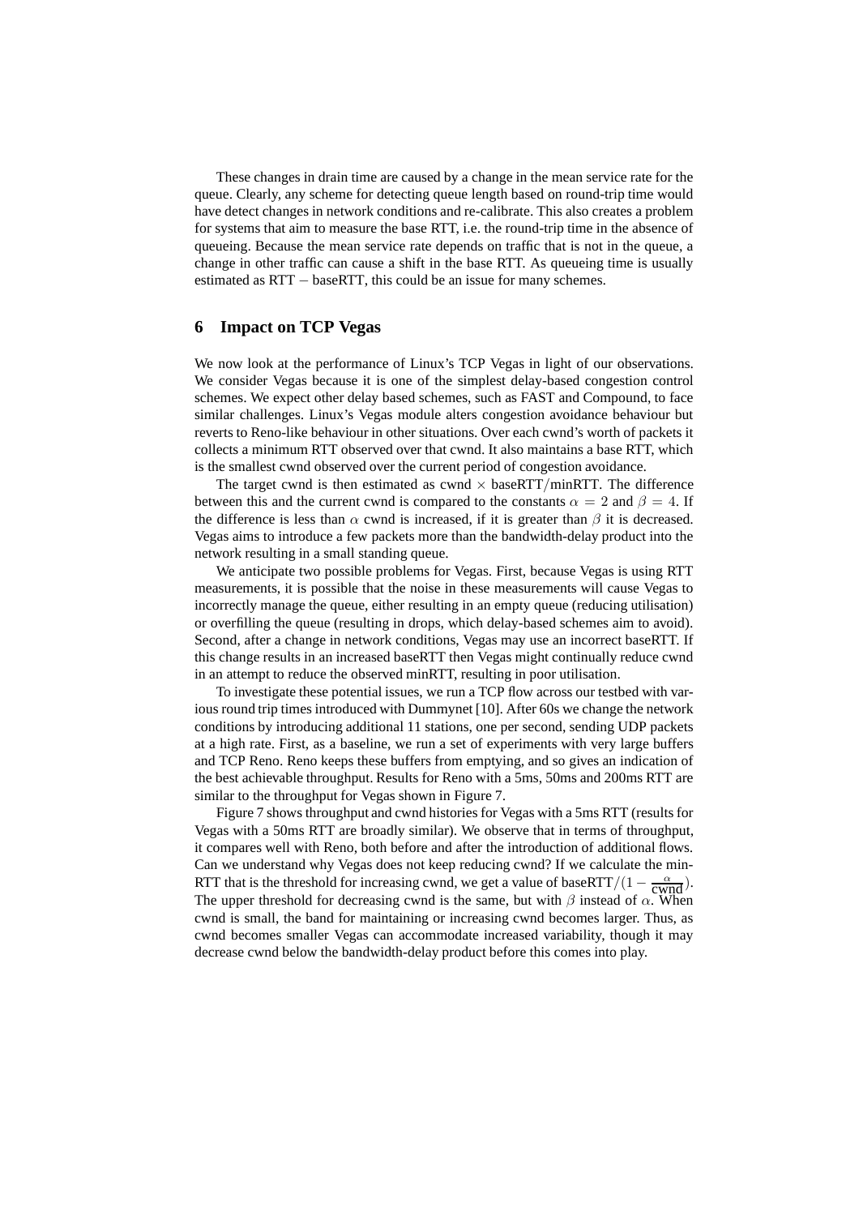These changes in drain time are caused by a change in the mean service rate for the queue. Clearly, any scheme for detecting queue length based on round-trip time would have detect changes in network conditions and re-calibrate. This also creates a problem for systems that aim to measure the base RTT, i.e. the round-trip time in the absence of queueing. Because the mean service rate depends on traffic that is not in the queue, a change in other traffic can cause a shift in the base RTT. As queueing time is usually estimated as RTT − baseRTT, this could be an issue for many schemes.

## 6 Impact on TCP Vegas

We now look at the performance of Linux's TCP Vegas in light of our observations. We consider Vegas because it is one of the simplest delay-based congestion control schemes. We expect other delay based schemes, such as FAST and Compound, to face similar challenges. Linux's Vegas module alters congestion avoidance behaviour but reverts to Reno-like behaviour in other situations. Over each cwnd's worth of packets it collects a minimum RTT observed over that cwnd. It also maintains a base RTT, which is the smallest cwnd observed over the current period of congestion avoidance.

The target cwnd is then estimated as cwnd $\times$ baseRTT/minRTT. The difference between this and the current cwnd is compared to the constants $\alpha = 2$ and $\beta = 4$. If the difference is less than $\alpha$ cwnd is increased, if it is greater than $\beta$ it is decreased. Vegas aims to introduce a few packets more than the bandwidth-delay product into the network resulting in a small standing queue.

We anticipate two possible problems for Vegas. First, because Vegas is using RTT measurements, it is possible that the noise in these measurements will cause Vegas to incorrectly manage the queue, either resulting in an empty queue (reducing utilisation) or overfilling the queue (resulting in drops, which delay-based schemes aim to avoid). Second, after a change in network conditions, Vegas may use an incorrect baseRTT. If this change results in an increased baseRTT then Vegas might continually reduce cwnd in an attempt to reduce the observed minRTT, resulting in poor utilisation.

To investigate these potential issues, we run a TCP flow across our testbed with various round trip times introduced with Dummynet [10]. After 60s we change the network conditions by introducing additional 11 stations, one per second, sending UDP packets at a high rate. First, as a baseline, we run a set of experiments with very large buffers and TCP Reno. Reno keeps these buffers from emptying, and so gives an indication of the best achievable throughput. Results for Reno with a 5ms, 50ms and 200ms RTT are similar to the throughput for Vegas shown in Figure 7.

Figure 7 shows throughput and cwnd histories for Vegas with a 5ms RTT (results for Vegas with a 50ms RTT are broadly similar). We observe that in terms of throughput, it compares well with Reno, both before and after the introduction of additional flows. Can we understand why Vegas does not keep reducing cwnd? If we calculate the minRTT that is the threshold for increasing cwnd, we get a value of $\text{baseRTT}/(1 - \frac{\alpha}{\text{cwnd}})$. The upper threshold for decreasing cwnd is the same, but with $\beta$ instead of $\alpha$. When cwnd is small, the band for maintaining or increasing cwnd becomes larger. Thus, as cwnd becomes smaller Vegas can accommodate increased variability, though it may decrease cwnd below the bandwidth-delay product before this comes into play.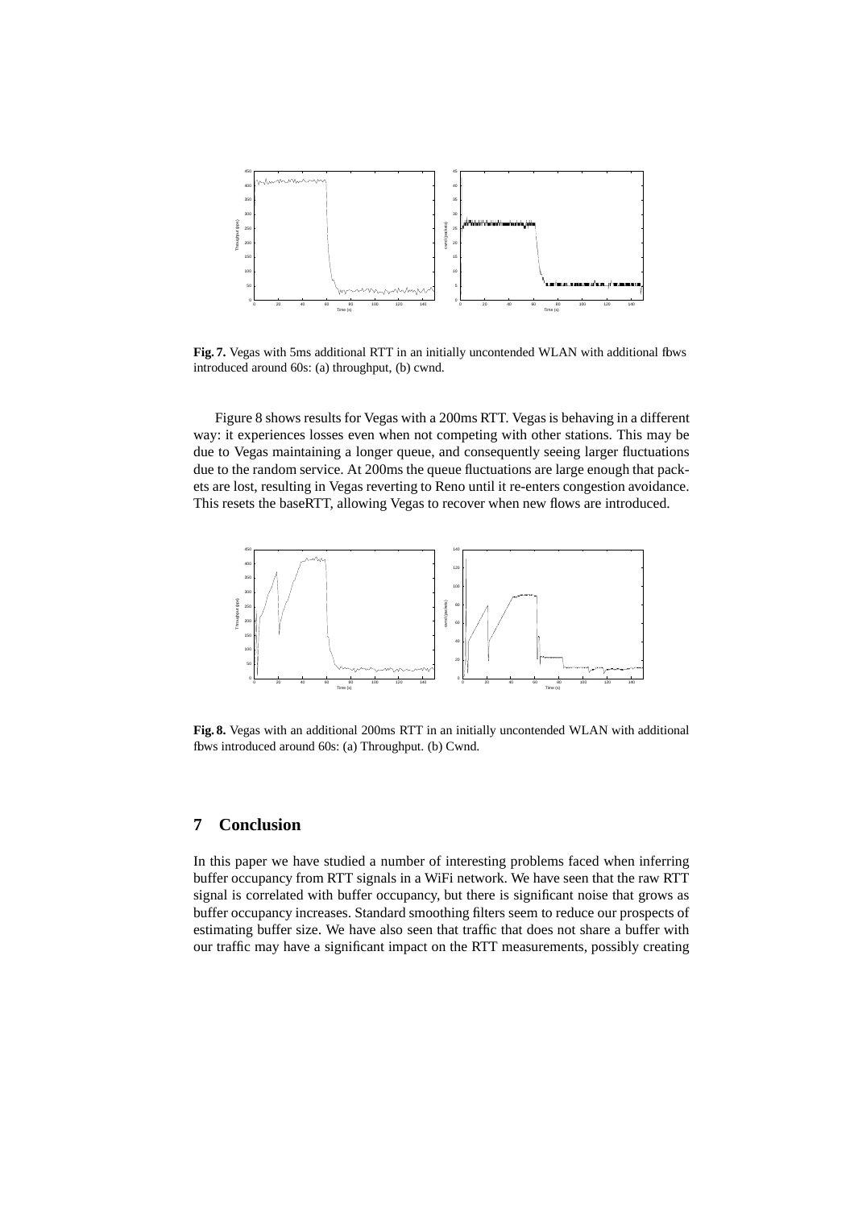**Fig. 7.** Vegas with 5ms additional RTT in an initially uncontended WLAN with additional flows introduced around 60s: (a) throughput, (b) cwnd.

Figure 8 shows results for Vegas with a 200ms RTT. Vegas is behaving in a different way: it experiences losses even when not competing with other stations. This may be due to Vegas maintaining a longer queue, and consequently seeing larger fluctuations due to the random service. At 200ms the queue fluctuations are large enough that packets are lost, resulting in Vegas reverting to Reno until it re-enters congestion avoidance. This resets the baseRTT, allowing Vegas to recover when new flows are introduced.

**Fig. 8.** Vegas with an additional 200ms RTT in an initially uncontended WLAN with additional flows introduced around 60s: (a) Throughput. (b) Cwnd.

## 7 Conclusion

In this paper we have studied a number of interesting problems faced when inferring buffer occupancy from RTT signals in a WiFi network. We have seen that the raw RTT signal is correlated with buffer occupancy, but there is significant noise that grows as buffer occupancy increases. Standard smoothing filters seem to reduce our prospects of estimating buffer size. We have also seen that traffic that does not share a buffer with our traffic may have a significant impact on the RTT measurements, possibly creating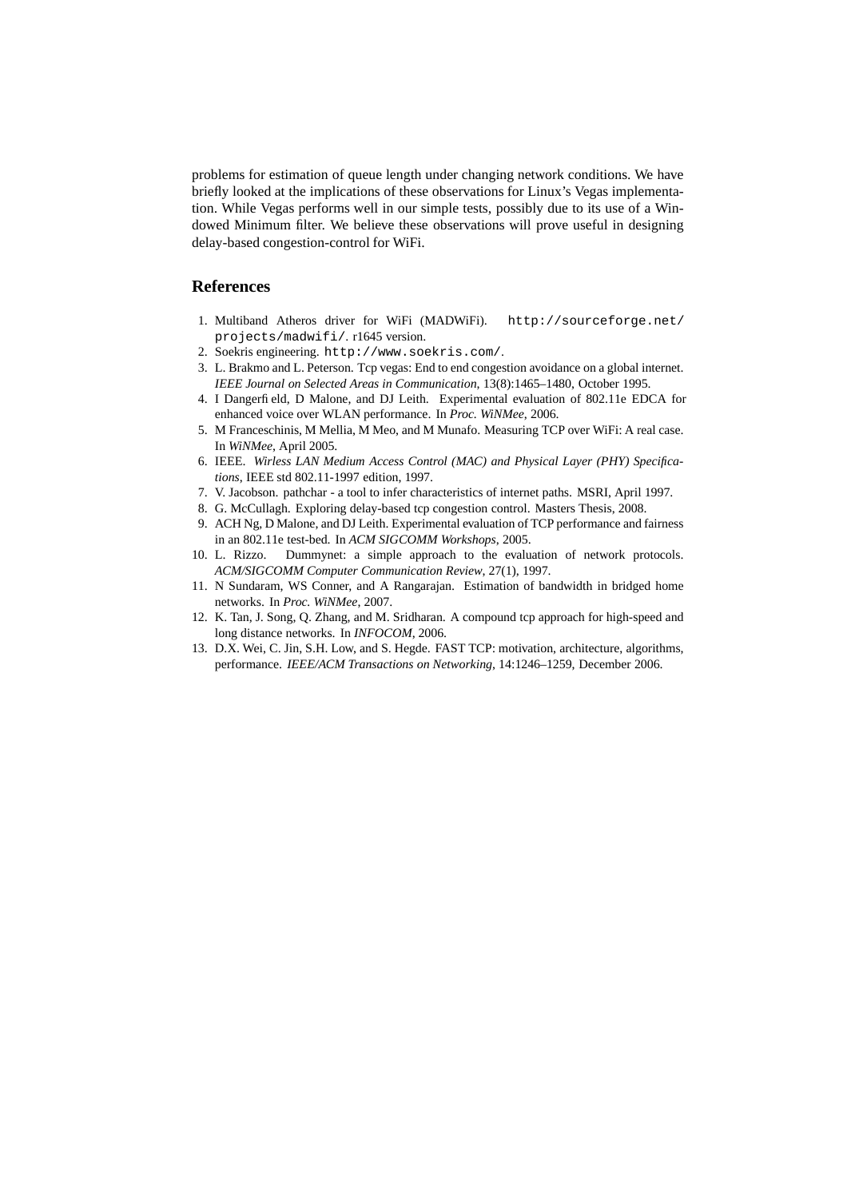problems for estimation of queue length under changing network conditions. We have briefly looked at the implications of these observations for Linux's Vegas implementation. While Vegas performs well in our simple tests, possibly due to its use of a Windowed Minimum filter. We believe these observations will prove useful in designing delay-based congestion-control for WiFi.

## References

1. Multiband Atheros driver for WiFi (MADWiFi). `http://sourceforge.net/projects/madwifi/`. r1645 version.
2. Soekris engineering. `http://www.soekris.com/`.
3. L. Brakmo and L. Peterson. Tcp vegas: End to end congestion avoidance on a global internet. *IEEE Journal on Selected Areas in Communication*, 13(8):1465–1480, October 1995.
4. I Dangerfield, D Malone, and DJ Leith. Experimental evaluation of 802.11e EDCA for enhanced voice over WLAN performance. In *Proc. WiNMee*, 2006.
5. M Franceschinis, M Mellia, M Meo, and M Munafo. Measuring TCP over WiFi: A real case. In *WiNMee*, April 2005.
6. IEEE. *Wirless LAN Medium Access Control (MAC) and Physical Layer (PHY) Specifications*, IEEE std 802.11-1997 edition, 1997.
7. V. Jacobson. pathchar - a tool to infer characteristics of internet paths. MSRI, April 1997.
8. G. McCullagh. Exploring delay-based tcp congestion control. Masters Thesis, 2008.
9. ACH Ng, D Malone, and DJ Leith. Experimental evaluation of TCP performance and fairness in an 802.11e test-bed. In *ACM SIGCOMM Workshops*, 2005.
10. L. Rizzo. Dummynet: a simple approach to the evaluation of network protocols. *ACM/SIGCOMM Computer Communication Review*, 27(1), 1997.
11. N Sundaram, WS Conner, and A Rangarajan. Estimation of bandwidth in bridged home networks. In *Proc. WiNMee*, 2007.
12. K. Tan, J. Song, Q. Zhang, and M. Sridharan. A compound tcp approach for high-speed and long distance networks. In *INFOCOM*, 2006.
13. D.X. Wei, C. Jin, S.H. Low, and S. Hegde. FAST TCP: motivation, architecture, algorithms, performance. *IEEE/ACM Transactions on Networking*, 14:1246–1259, December 2006.